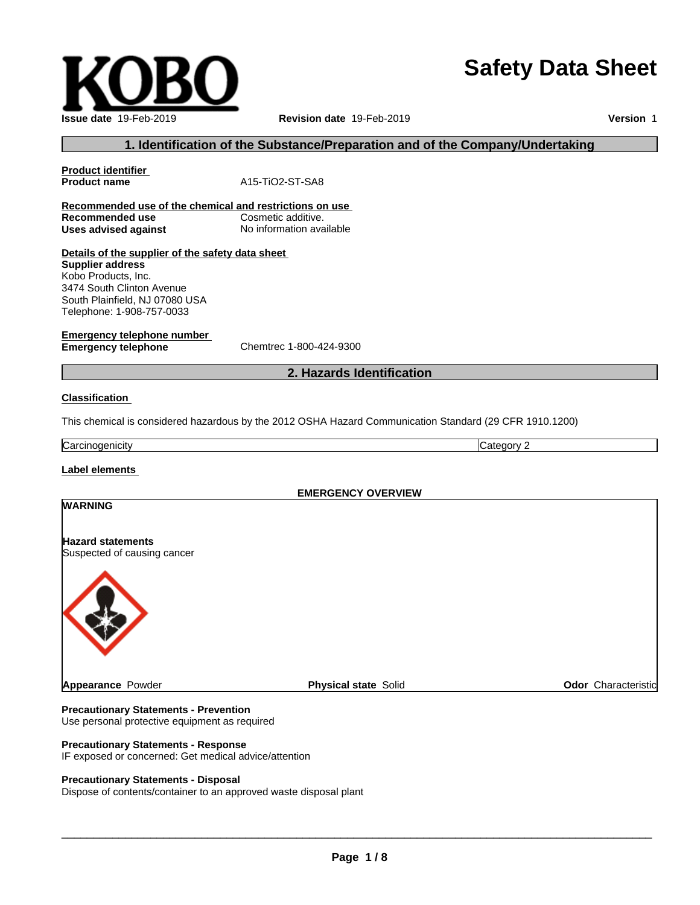# Safety Data Sheet

**Issue date** 19-Feb-2019 **Revision date** 19-Feb-2019 **Version** 1

## 1. Identification of the Substance/Preparation and of the Company/Undertaking

**Product identifier**

**Product name** A15-TiO2-ST-SA8

**Recommended use of the chemical and restrictions on use**

**Recommended use** Cosmetic additive.
**Uses advised against** No information available

**Details of the supplier of the safety data sheet**

**Supplier address**
Kobo Products, Inc.
3474 South Clinton Avenue
South Plainfield, NJ 07080 USA
Telephone: 1-908-757-0033

**Emergency telephone number**

**Emergency telephone** Chemtrec 1-800-424-9300

## 2. Hazards Identification

**Classification**

This chemical is considered hazardous by the 2012 OSHA Hazard Communication Standard (29 CFR 1910.1200)

| Carcinogenicity | Category 2 |
|---|---|

**Label elements**

**EMERGENCY OVERVIEW**

**WARNING**

**Hazard statements**
Suspected of causing cancer

**Appearance** Powder **Physical state** Solid **Odor** Characteristic

**Precautionary Statements - Prevention**
Use personal protective equipment as required

**Precautionary Statements - Response**
IF exposed or concerned: Get medical advice/attention

**Precautionary Statements - Disposal**
Dispose of contents/container to an approved waste disposal plant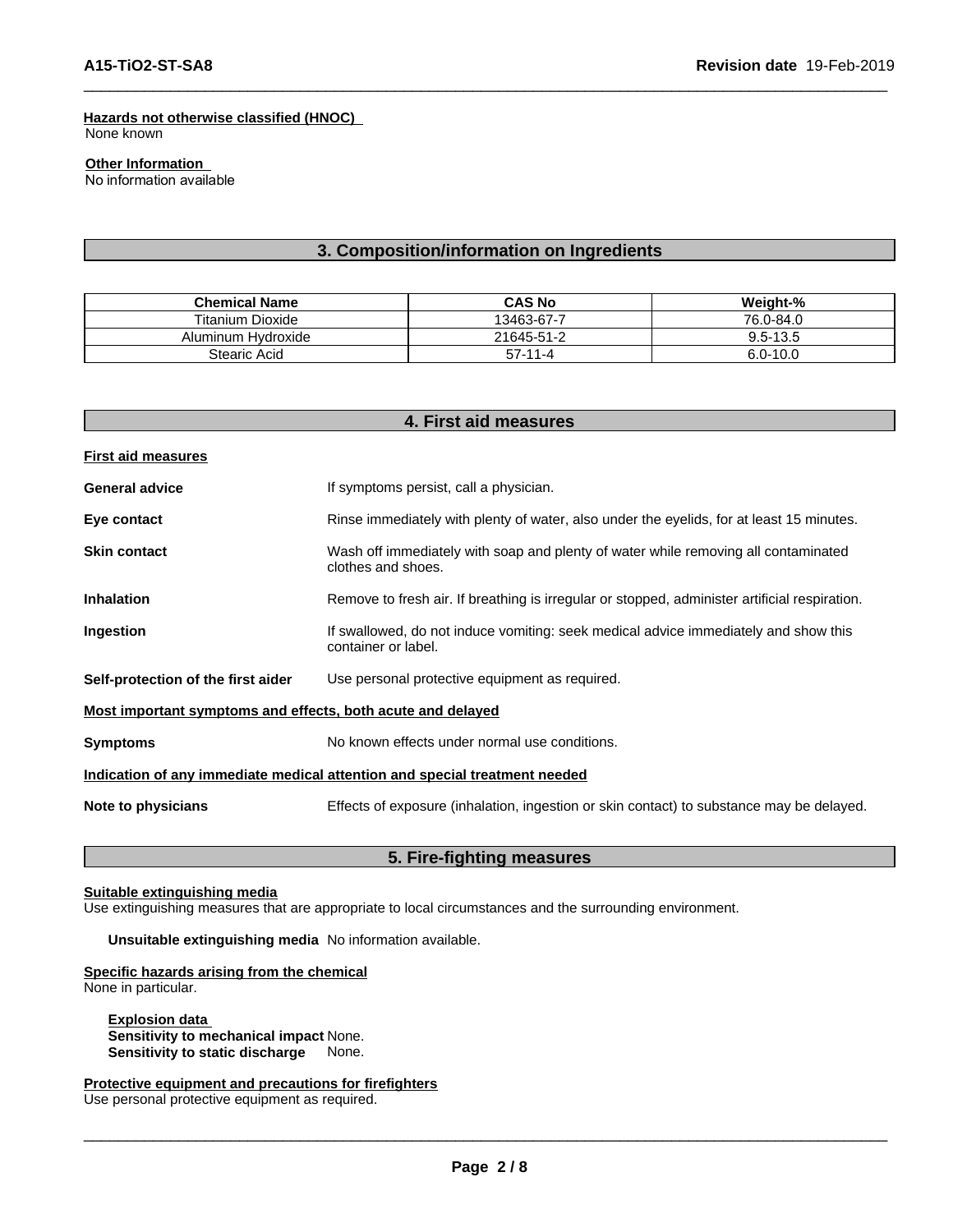**Hazards not otherwise classified (HNOC)**
None known

**Other Information**
No information available

## 3. Composition/information on Ingredients

| Chemical Name | CAS No | Weight-% |
|---|---|---|
| Titanium Dioxide | 13463-67-7 | 76.0-84.0 |
| Aluminum Hydroxide | 21645-51-2 | 9.5-13.5 |
| Stearic Acid | 57-11-4 | 6.0-10.0 |

## 4. First aid measures

**First aid measures**

**General advice** If symptoms persist, call a physician.

**Eye contact** Rinse immediately with plenty of water, also under the eyelids, for at least 15 minutes.

**Skin contact** Wash off immediately with soap and plenty of water while removing all contaminated clothes and shoes.

**Inhalation** Remove to fresh air. If breathing is irregular or stopped, administer artificial respiration.

**Ingestion** If swallowed, do not induce vomiting: seek medical advice immediately and show this container or label.

**Self-protection of the first aider** Use personal protective equipment as required.

**Most important symptoms and effects, both acute and delayed**

**Symptoms** No known effects under normal use conditions.

**Indication of any immediate medical attention and special treatment needed**

**Note to physicians** Effects of exposure (inhalation, ingestion or skin contact) to substance may be delayed.

## 5. Fire-fighting measures

**Suitable extinguishing media**
Use extinguishing measures that are appropriate to local circumstances and the surrounding environment.

**Unsuitable extinguishing media** No information available.

**Specific hazards arising from the chemical**
None in particular.

**Explosion data**
**Sensitivity to mechanical impact** None.
**Sensitivity to static discharge** None.

**Protective equipment and precautions for firefighters**
Use personal protective equipment as required.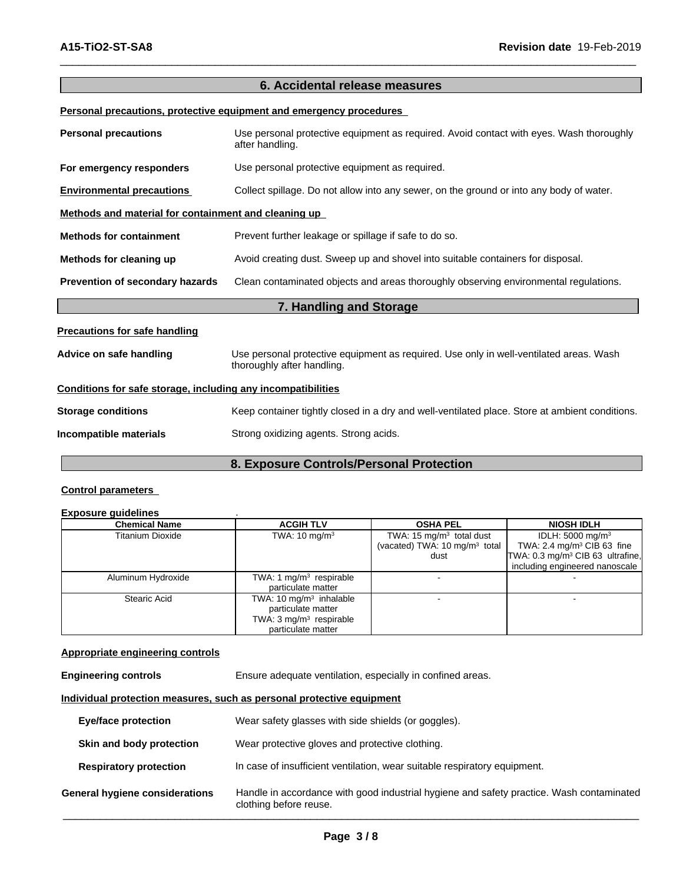## 6. Accidental release measures

**Personal precautions, protective equipment and emergency procedures**

**Personal precautions** Use personal protective equipment as required. Avoid contact with eyes. Wash thoroughly after handling.

**For emergency responders** Use personal protective equipment as required.

**Environmental precautions** Collect spillage. Do not allow into any sewer, on the ground or into any body of water.

**Methods and material for containment and cleaning up**

**Methods for containment** Prevent further leakage or spillage if safe to do so.

**Methods for cleaning up** Avoid creating dust. Sweep up and shovel into suitable containers for disposal.

**Prevention of secondary hazards** Clean contaminated objects and areas thoroughly observing environmental regulations.

## 7. Handling and Storage

**Precautions for safe handling**

**Advice on safe handling** Use personal protective equipment as required. Use only in well-ventilated areas. Wash thoroughly after handling.

**Conditions for safe storage, including any incompatibilities**

**Storage conditions** Keep container tightly closed in a dry and well-ventilated place. Store at ambient conditions.

**Incompatible materials** Strong oxidizing agents. Strong acids.

## 8. Exposure Controls/Personal Protection

**Control parameters**

**Exposure guidelines** .

| Chemical Name | ACGIH TLV | OSHA PEL | NIOSH IDLH |
|---|---|---|---|
| Titanium Dioxide | TWA: 10 mg/m$^3$ | TWA: 15 mg/m$^3$ total dust (vacated) TWA: 10 mg/m$^3$ total dust | IDLH: 5000 mg/m$^3$ TWA: 2.4 mg/m$^3$ CIB 63 fine TWA: 0.3 mg/m$^3$ CIB 63 ultrafine, including engineered nanoscale |
| Aluminum Hydroxide | TWA: 1 mg/m$^3$ respirable particulate matter | - | - |
| Stearic Acid | TWA: 10 mg/m$^3$ inhalable particulate matter TWA: 3 mg/m$^3$ respirable particulate matter | - | - |

**Appropriate engineering controls**

**Engineering controls** Ensure adequate ventilation, especially in confined areas.

**Individual protection measures, such as personal protective equipment**

**Eye/face protection** Wear safety glasses with side shields (or goggles).

**Skin and body protection** Wear protective gloves and protective clothing.

**Respiratory protection** In case of insufficient ventilation, wear suitable respiratory equipment.

**General hygiene considerations** Handle in accordance with good industrial hygiene and safety practice. Wash contaminated clothing before reuse.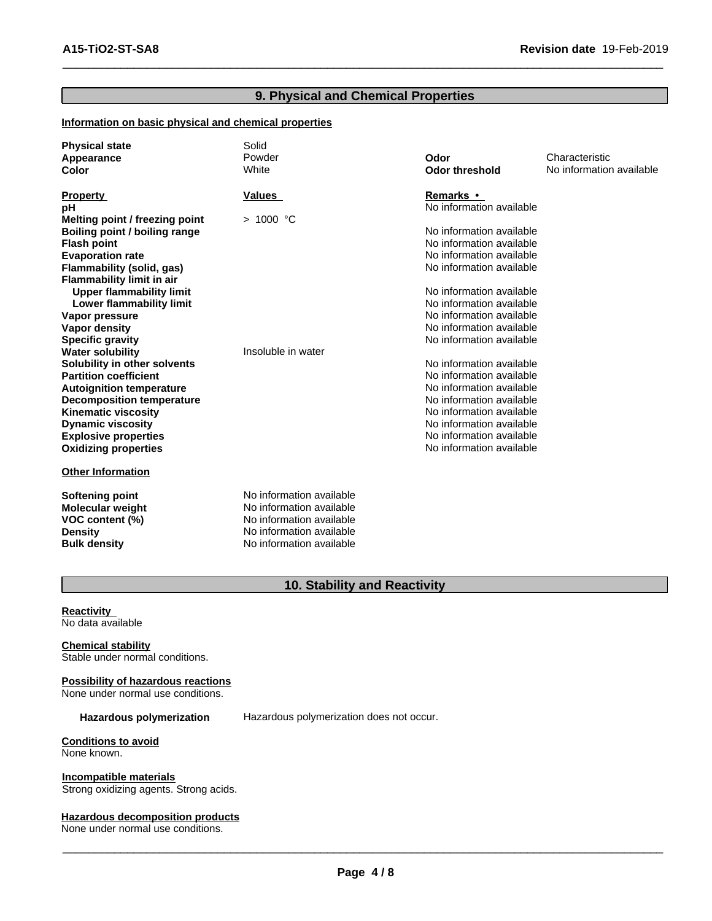## 9. Physical and Chemical Properties

**Information on basic physical and chemical properties**

| | | | |
|---|---|---|---|
| **Physical state** | Solid | | |
| **Appearance** | Powder | **Odor** | Characteristic |
| **Color** | White | **Odor threshold** | No information available |

| Property | Values | Remarks • |
|---|---|---|
| **pH** | | No information available |
| **Melting point / freezing point** | > 1000 °C | |
| **Boiling point / boiling range** | | No information available |
| **Flash point** | | No information available |
| **Evaporation rate** | | No information available |
| **Flammability (solid, gas)** | | No information available |
| **Flammability limit in air** | | |
| **Upper flammability limit** | | No information available |
| **Lower flammability limit** | | No information available |
| **Vapor pressure** | | No information available |
| **Vapor density** | | No information available |
| **Specific gravity** | | No information available |
| **Water solubility** | Insoluble in water | |
| **Solubility in other solvents** | | No information available |
| **Partition coefficient** | | No information available |
| **Autoignition temperature** | | No information available |
| **Decomposition temperature** | | No information available |
| **Kinematic viscosity** | | No information available |
| **Dynamic viscosity** | | No information available |
| **Explosive properties** | | No information available |
| **Oxidizing properties** | | No information available |

**Other Information**

| | |
|---|---|
| **Softening point** | No information available |
| **Molecular weight** | No information available |
| **VOC content (%)** | No information available |
| **Density** | No information available |
| **Bulk density** | No information available |

## 10. Stability and Reactivity

**Reactivity**
No data available

**Chemical stability**
Stable under normal conditions.

**Possibility of hazardous reactions**
None under normal use conditions.

**Hazardous polymerization** Hazardous polymerization does not occur.

**Conditions to avoid**
None known.

**Incompatible materials**
Strong oxidizing agents. Strong acids.

**Hazardous decomposition products**
None under normal use conditions.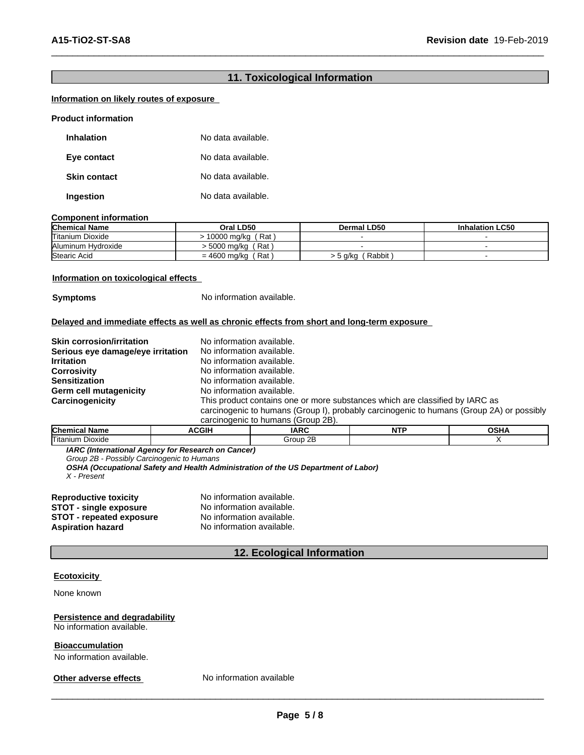## 11. Toxicological Information

**Information on likely routes of exposure**

**Product information**

| | |
|---|---|
| **Inhalation** | No data available. |
| **Eye contact** | No data available. |
| **Skin contact** | No data available. |
| **Ingestion** | No data available. |

**Component information**

| Chemical Name | Oral LD50 | Dermal LD50 | Inhalation LC50 |
|---|---|---|---|
| Titanium Dioxide | > 10000 mg/kg ( Rat ) | - | - |
| Aluminum Hydroxide | > 5000 mg/kg ( Rat ) | - | - |
| Stearic Acid | = 4600 mg/kg ( Rat ) | > 5 g/kg ( Rabbit ) | - |

**Information on toxicological effects**

**Symptoms** No information available.

**Delayed and immediate effects as well as chronic effects from short and long-term exposure**

| | |
|---|---|
| **Skin corrosion/irritation** | No information available. |
| **Serious eye damage/eye irritation** | No information available. |
| **Irritation** | No information available. |
| **Corrosivity** | No information available. |
| **Sensitization** | No information available. |
| **Germ cell mutagenicity** | No information available. |
| **Carcinogenicity** | This product contains one or more substances which are classified by IARC as carcinogenic to humans (Group I), probably carcinogenic to humans (Group 2A) or possibly carcinogenic to humans (Group 2B). |

| Chemical Name | ACGIH | IARC | NTP | OSHA |
|---|---|---|---|---|
| Titanium Dioxide | | Group 2B | | X |

***IARC (International Agency for Research on Cancer)***
*Group 2B - Possibly Carcinogenic to Humans*
***OSHA (Occupational Safety and Health Administration of the US Department of Labor)***
*X - Present*

| | |
|---|---|
| **Reproductive toxicity** | No information available. |
| **STOT - single exposure** | No information available. |
| **STOT - repeated exposure** | No information available. |
| **Aspiration hazard** | No information available. |

## 12. Ecological Information

**Ecotoxicity**

None known

**Persistence and degradability**
No information available.

**Bioaccumulation**
No information available.

**Other adverse effects** No information available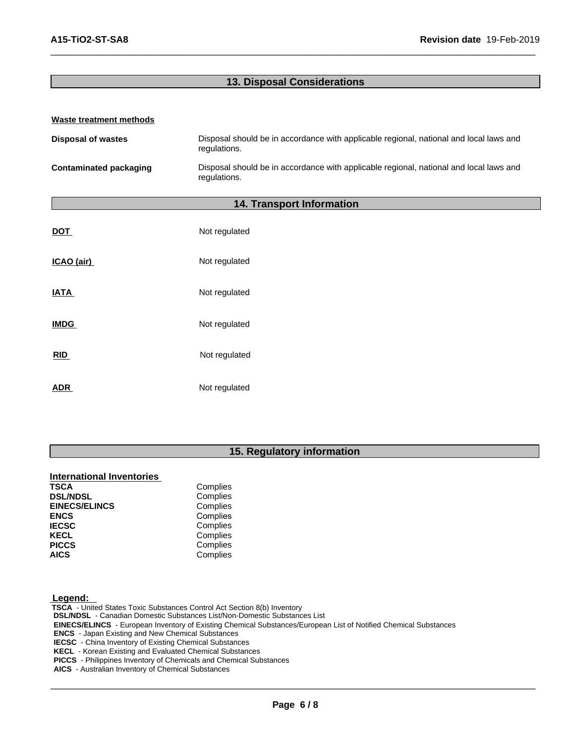## 13. Disposal Considerations

**Waste treatment methods**

| | |
|---|---|
| **Disposal of wastes** | Disposal should be in accordance with applicable regional, national and local laws and regulations. |
| **Contaminated packaging** | Disposal should be in accordance with applicable regional, national and local laws and regulations. |

## 14. Transport Information

| | |
|---|---|
| **DOT** | Not regulated |
| **ICAO (air)** | Not regulated |
| **IATA** | Not regulated |
| **IMDG** | Not regulated |
| **RID** | Not regulated |
| **ADR** | Not regulated |

## 15. Regulatory information

**International Inventories**

| | |
|---|---|
| **TSCA** | Complies |
| **DSL/NDSL** | Complies |
| **EINECS/ELINCS** | Complies |
| **ENCS** | Complies |
| **IECSC** | Complies |
| **KECL** | Complies |
| **PICCS** | Complies |
| **AICS** | Complies |

**Legend:**

**TSCA** - United States Toxic Substances Control Act Section 8(b) Inventory
**DSL/NDSL** - Canadian Domestic Substances List/Non-Domestic Substances List
**EINECS/ELINCS** - European Inventory of Existing Chemical Substances/European List of Notified Chemical Substances
**ENCS** - Japan Existing and New Chemical Substances
**IECSC** - China Inventory of Existing Chemical Substances
**KECL** - Korean Existing and Evaluated Chemical Substances
**PICCS** - Philippines Inventory of Chemicals and Chemical Substances
**AICS** - Australian Inventory of Chemical Substances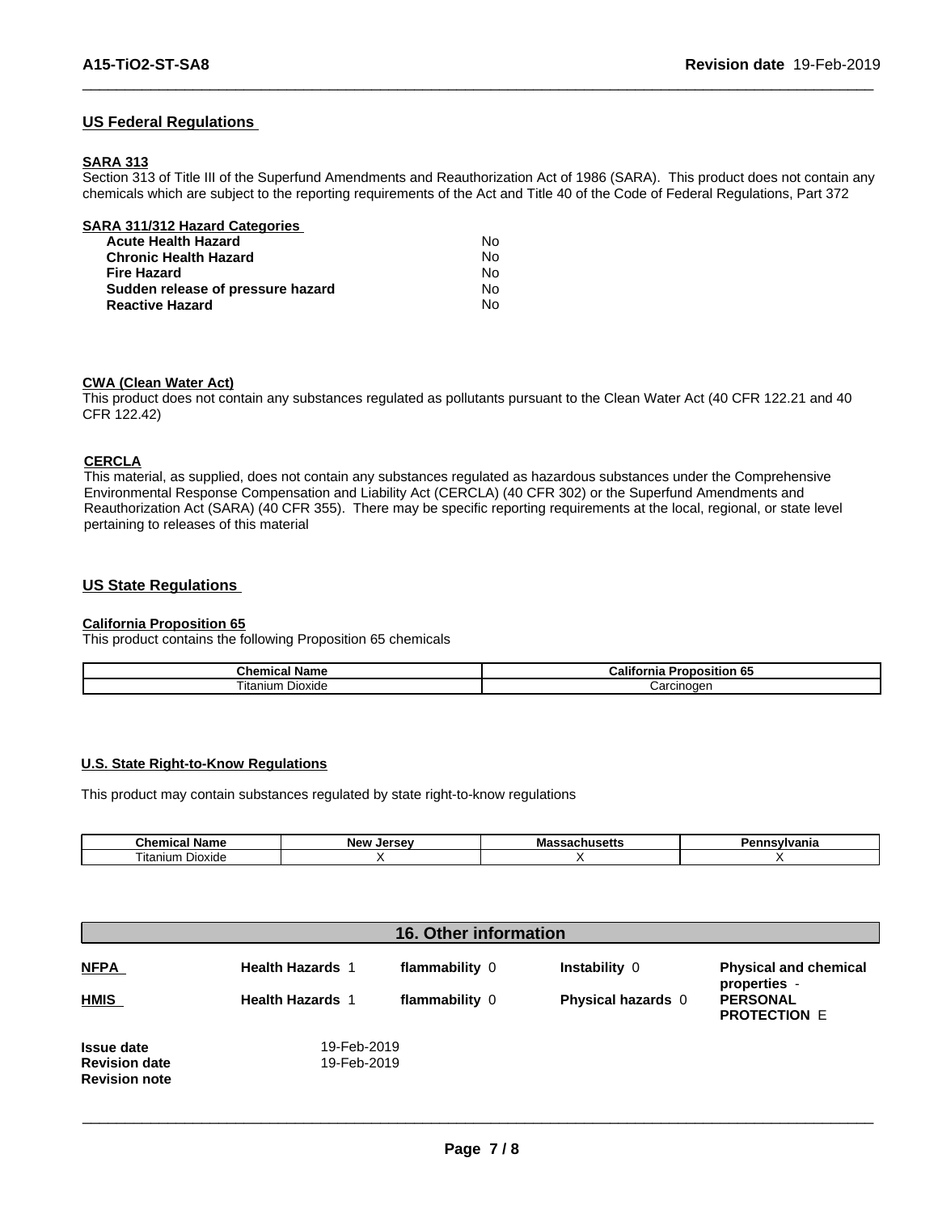## US Federal Regulations

### SARA 313

Section 313 of Title III of the Superfund Amendments and Reauthorization Act of 1986 (SARA). This product does not contain any chemicals which are subject to the reporting requirements of the Act and Title 40 of the Code of Federal Regulations, Part 372

### SARA 311/312 Hazard Categories

| | |
|---|---|
| **Acute Health Hazard** | No |
| **Chronic Health Hazard** | No |
| **Fire Hazard** | No |
| **Sudden release of pressure hazard** | No |
| **Reactive Hazard** | No |

### CWA (Clean Water Act)

This product does not contain any substances regulated as pollutants pursuant to the Clean Water Act (40 CFR 122.21 and 40 CFR 122.42)

### CERCLA

This material, as supplied, does not contain any substances regulated as hazardous substances under the Comprehensive Environmental Response Compensation and Liability Act (CERCLA) (40 CFR 302) or the Superfund Amendments and Reauthorization Act (SARA) (40 CFR 355). There may be specific reporting requirements at the local, regional, or state level pertaining to releases of this material

## US State Regulations

### California Proposition 65

This product contains the following Proposition 65 chemicals

| Chemical Name | California Proposition 65 |
|---|---|
| Titanium Dioxide | Carcinogen |

### U.S. State Right-to-Know Regulations

This product may contain substances regulated by state right-to-know regulations

| Chemical Name | New Jersey | Massachusetts | Pennsylvania |
|---|---|---|---|
| Titanium Dioxide | X | X | X |

## 16. Other information

| | | | | |
|---|---|---|---|---|
| **NFPA** | **Health Hazards** 1 | **flammability** 0 | **Instability** 0 | **Physical and chemical properties** - |
| **HMIS** | **Health Hazards** 1 | **flammability** 0 | **Physical hazards** 0 | **PERSONAL PROTECTION** E |

**Issue date** 19-Feb-2019
**Revision date** 19-Feb-2019
**Revision note**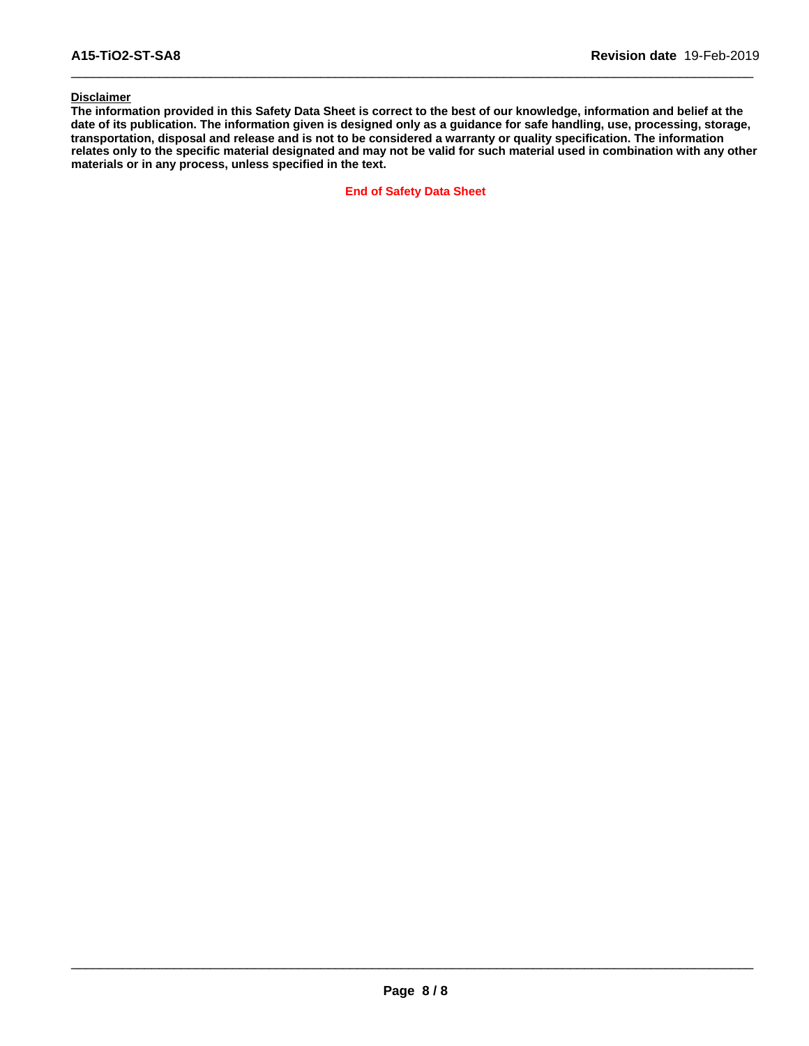**Disclaimer**

**The information provided in this Safety Data Sheet is correct to the best of our knowledge, information and belief at the date of its publication. The information given is designed only as a guidance for safe handling, use, processing, storage, transportation, disposal and release and is not to be considered a warranty or quality specification. The information relates only to the specific material designated and may not be valid for such material used in combination with any other materials or in any process, unless specified in the text.**

**End of Safety Data Sheet**